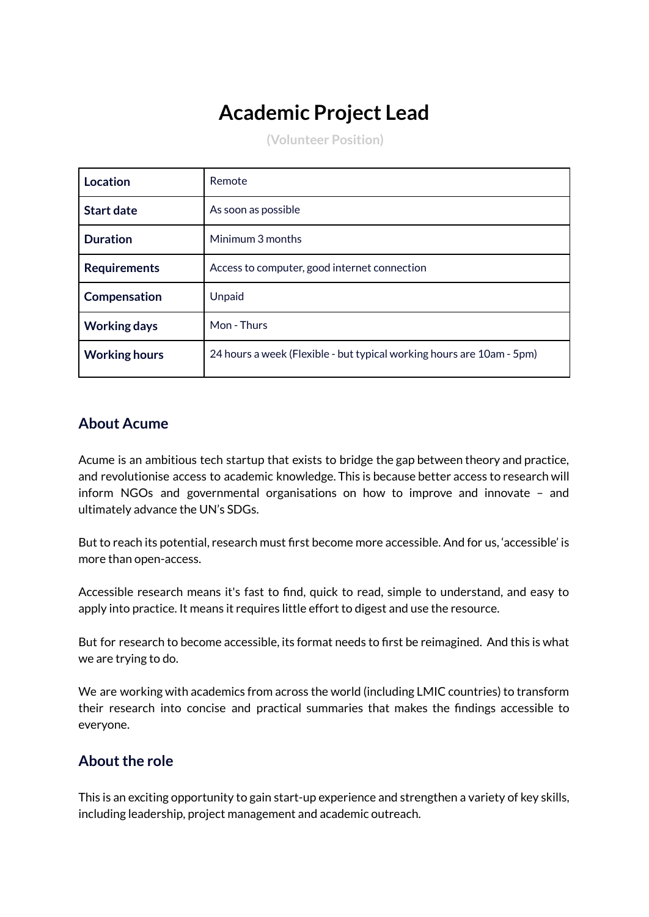# Academic Project Lead

(Volunteer Position)

| | |
|---|---|
| **Location** | Remote |
| **Start date** | As soon as possible |
| **Duration** | Minimum 3 months |
| **Requirements** | Access to computer, good internet connection |
| **Compensation** | Unpaid |
| **Working days** | Mon - Thurs |
| **Working hours** | 24 hours a week (Flexible - but typical working hours are 10am - 5pm) |

## About Acume

Acume is an ambitious tech startup that exists to bridge the gap between theory and practice, and revolutionise access to academic knowledge. This is because better access to research will inform NGOs and governmental organisations on how to improve and innovate – and ultimately advance the UN's SDGs.

But to reach its potential, research must first become more accessible. And for us, 'accessible' is more than open-access.

Accessible research means it's fast to find, quick to read, simple to understand, and easy to apply into practice. It means it requires little effort to digest and use the resource.

But for research to become accessible, its format needs to first be reimagined. And this is what we are trying to do.

We are working with academics from across the world (including LMIC countries) to transform their research into concise and practical summaries that makes the findings accessible to everyone.

## About the role

This is an exciting opportunity to gain start-up experience and strengthen a variety of key skills, including leadership, project management and academic outreach.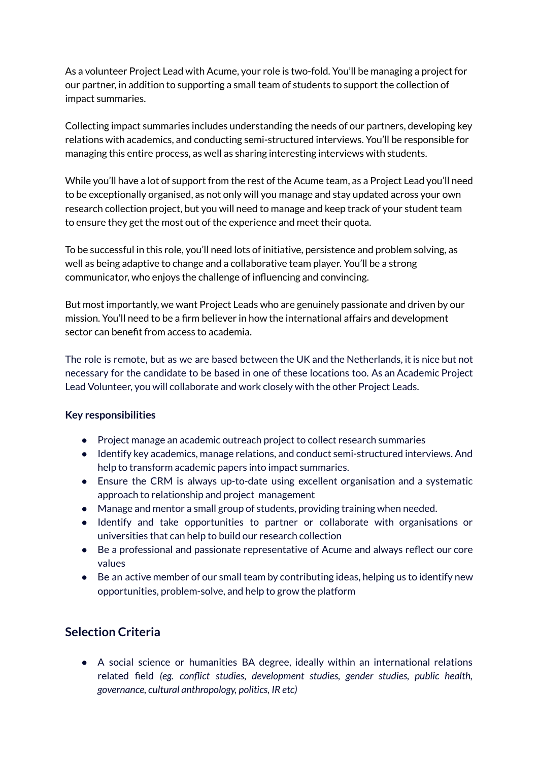As a volunteer Project Lead with Acume, your role is two-fold. You'll be managing a project for our partner, in addition to supporting a small team of students to support the collection of impact summaries.

Collecting impact summaries includes understanding the needs of our partners, developing key relations with academics, and conducting semi-structured interviews. You'll be responsible for managing this entire process, as well as sharing interesting interviews with students.

While you'll have a lot of support from the rest of the Acume team, as a Project Lead you'll need to be exceptionally organised, as not only will you manage and stay updated across your own research collection project, but you will need to manage and keep track of your student team to ensure they get the most out of the experience and meet their quota.

To be successful in this role, you'll need lots of initiative, persistence and problem solving, as well as being adaptive to change and a collaborative team player. You'll be a strong communicator, who enjoys the challenge of influencing and convincing.

But most importantly, we want Project Leads who are genuinely passionate and driven by our mission. You'll need to be a firm believer in how the international affairs and development sector can benefit from access to academia.

The role is remote, but as we are based between the UK and the Netherlands, it is nice but not necessary for the candidate to be based in one of these locations too. As an Academic Project Lead Volunteer, you will collaborate and work closely with the other Project Leads.

**Key responsibilities**

- Project manage an academic outreach project to collect research summaries
- Identify key academics, manage relations, and conduct semi-structured interviews. And help to transform academic papers into impact summaries.
- Ensure the CRM is always up-to-date using excellent organisation and a systematic approach to relationship and project management
- Manage and mentor a small group of students, providing training when needed.
- Identify and take opportunities to partner or collaborate with organisations or universities that can help to build our research collection
- Be a professional and passionate representative of Acume and always reflect our core values
- Be an active member of our small team by contributing ideas, helping us to identify new opportunities, problem-solve, and help to grow the platform

## Selection Criteria

- A social science or humanities BA degree, ideally within an international relations related field *(eg. conflict studies, development studies, gender studies, public health, governance, cultural anthropology, politics, IR etc)*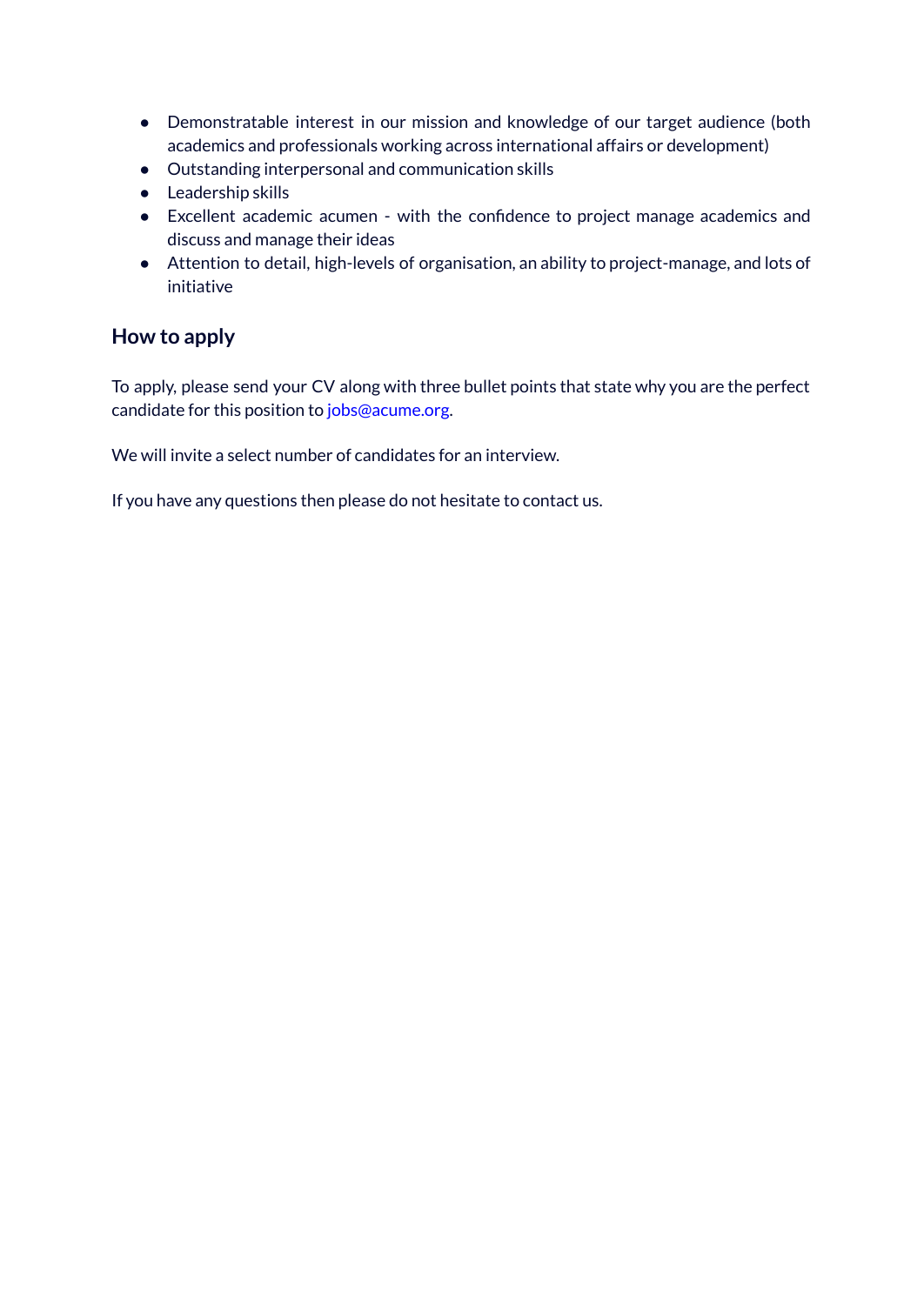- Demonstratable interest in our mission and knowledge of our target audience (both academics and professionals working across international affairs or development)
- Outstanding interpersonal and communication skills
- Leadership skills
- Excellent academic acumen - with the confidence to project manage academics and discuss and manage their ideas
- Attention to detail, high-levels of organisation, an ability to project-manage, and lots of initiative

## How to apply

To apply, please send your CV along with three bullet points that state why you are the perfect candidate for this position to jobs@acume.org.

We will invite a select number of candidates for an interview.

If you have any questions then please do not hesitate to contact us.